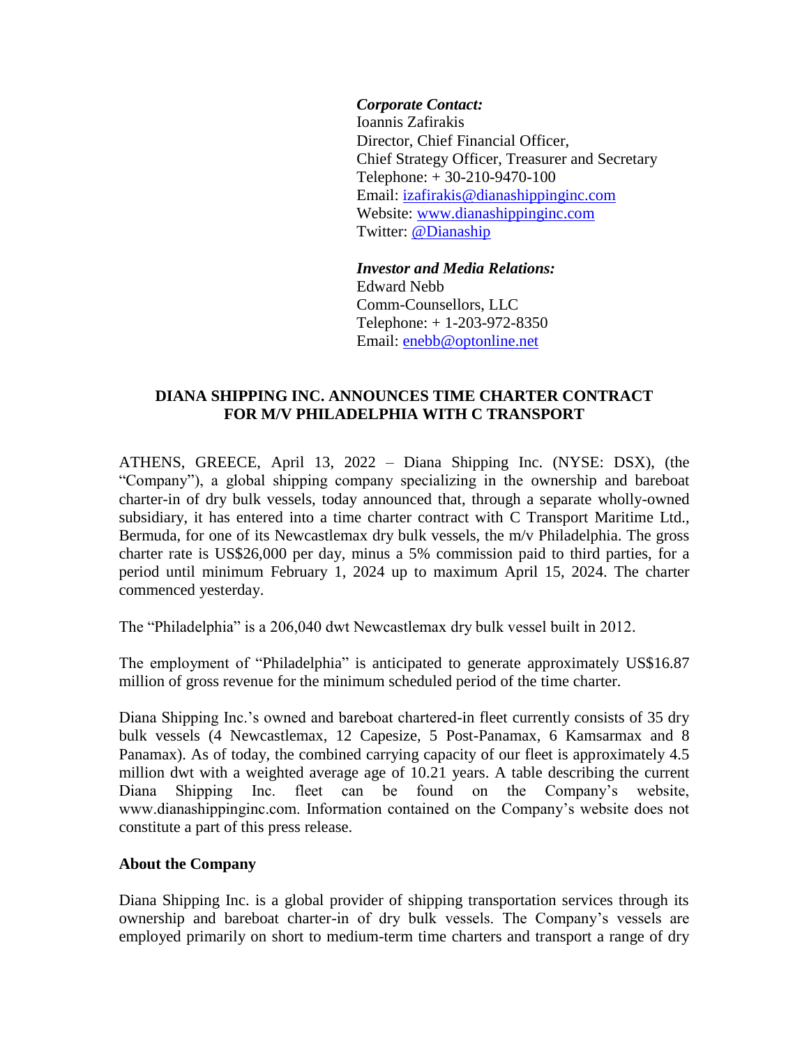***Corporate Contact:***
Ioannis Zafirakis
Director, Chief Financial Officer,
Chief Strategy Officer, Treasurer and Secretary
Telephone: + 30-210-9470-100
Email: izafirakis@dianashippinginc.com
Website: www.dianashippinginc.com
Twitter: @Dianaship

***Investor and Media Relations:***
Edward Nebb
Comm-Counsellors, LLC
Telephone: + 1-203-972-8350
Email: enebb@optonline.net

## DIANA SHIPPING INC. ANNOUNCES TIME CHARTER CONTRACT FOR M/V PHILADELPHIA WITH C TRANSPORT

ATHENS, GREECE, April 13, 2022 – Diana Shipping Inc. (NYSE: DSX), (the "Company"), a global shipping company specializing in the ownership and bareboat charter-in of dry bulk vessels, today announced that, through a separate wholly-owned subsidiary, it has entered into a time charter contract with C Transport Maritime Ltd., Bermuda, for one of its Newcastlemax dry bulk vessels, the m/v Philadelphia. The gross charter rate is US$26,000 per day, minus a 5% commission paid to third parties, for a period until minimum February 1, 2024 up to maximum April 15, 2024. The charter commenced yesterday.

The "Philadelphia" is a 206,040 dwt Newcastlemax dry bulk vessel built in 2012.

The employment of "Philadelphia" is anticipated to generate approximately US$16.87 million of gross revenue for the minimum scheduled period of the time charter.

Diana Shipping Inc.'s owned and bareboat chartered-in fleet currently consists of 35 dry bulk vessels (4 Newcastlemax, 12 Capesize, 5 Post-Panamax, 6 Kamsarmax and 8 Panamax). As of today, the combined carrying capacity of our fleet is approximately 4.5 million dwt with a weighted average age of 10.21 years. A table describing the current Diana Shipping Inc. fleet can be found on the Company's website, www.dianashippinginc.com. Information contained on the Company's website does not constitute a part of this press release.

### About the Company

Diana Shipping Inc. is a global provider of shipping transportation services through its ownership and bareboat charter-in of dry bulk vessels. The Company's vessels are employed primarily on short to medium-term time charters and transport a range of dry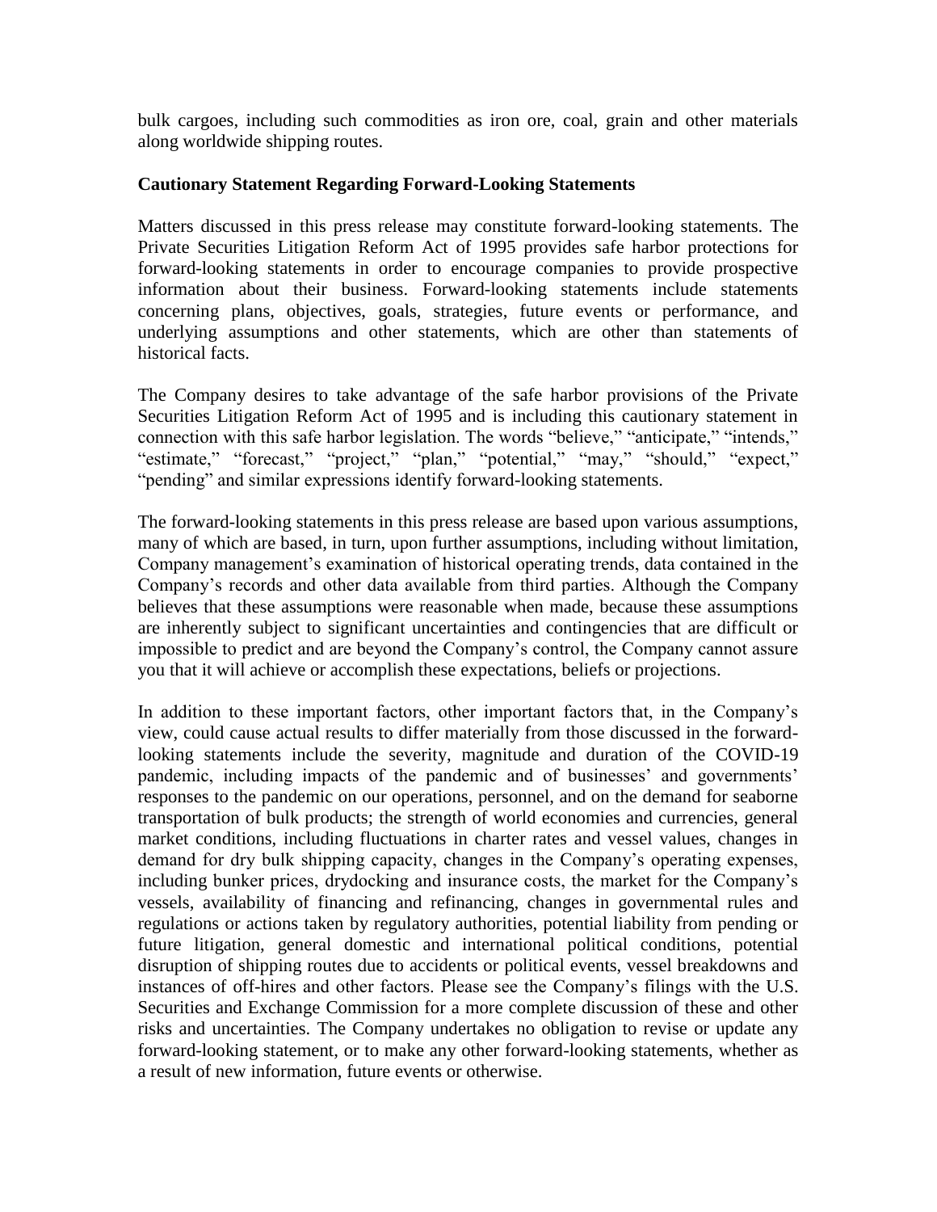bulk cargoes, including such commodities as iron ore, coal, grain and other materials along worldwide shipping routes.

**Cautionary Statement Regarding Forward-Looking Statements**

Matters discussed in this press release may constitute forward-looking statements. The Private Securities Litigation Reform Act of 1995 provides safe harbor protections for forward-looking statements in order to encourage companies to provide prospective information about their business. Forward-looking statements include statements concerning plans, objectives, goals, strategies, future events or performance, and underlying assumptions and other statements, which are other than statements of historical facts.

The Company desires to take advantage of the safe harbor provisions of the Private Securities Litigation Reform Act of 1995 and is including this cautionary statement in connection with this safe harbor legislation. The words "believe," "anticipate," "intends," "estimate," "forecast," "project," "plan," "potential," "may," "should," "expect," "pending" and similar expressions identify forward-looking statements.

The forward-looking statements in this press release are based upon various assumptions, many of which are based, in turn, upon further assumptions, including without limitation, Company management's examination of historical operating trends, data contained in the Company's records and other data available from third parties. Although the Company believes that these assumptions were reasonable when made, because these assumptions are inherently subject to significant uncertainties and contingencies that are difficult or impossible to predict and are beyond the Company's control, the Company cannot assure you that it will achieve or accomplish these expectations, beliefs or projections.

In addition to these important factors, other important factors that, in the Company's view, could cause actual results to differ materially from those discussed in the forward-looking statements include the severity, magnitude and duration of the COVID-19 pandemic, including impacts of the pandemic and of businesses' and governments' responses to the pandemic on our operations, personnel, and on the demand for seaborne transportation of bulk products; the strength of world economies and currencies, general market conditions, including fluctuations in charter rates and vessel values, changes in demand for dry bulk shipping capacity, changes in the Company's operating expenses, including bunker prices, drydocking and insurance costs, the market for the Company's vessels, availability of financing and refinancing, changes in governmental rules and regulations or actions taken by regulatory authorities, potential liability from pending or future litigation, general domestic and international political conditions, potential disruption of shipping routes due to accidents or political events, vessel breakdowns and instances of off-hires and other factors. Please see the Company's filings with the U.S. Securities and Exchange Commission for a more complete discussion of these and other risks and uncertainties. The Company undertakes no obligation to revise or update any forward-looking statement, or to make any other forward-looking statements, whether as a result of new information, future events or otherwise.